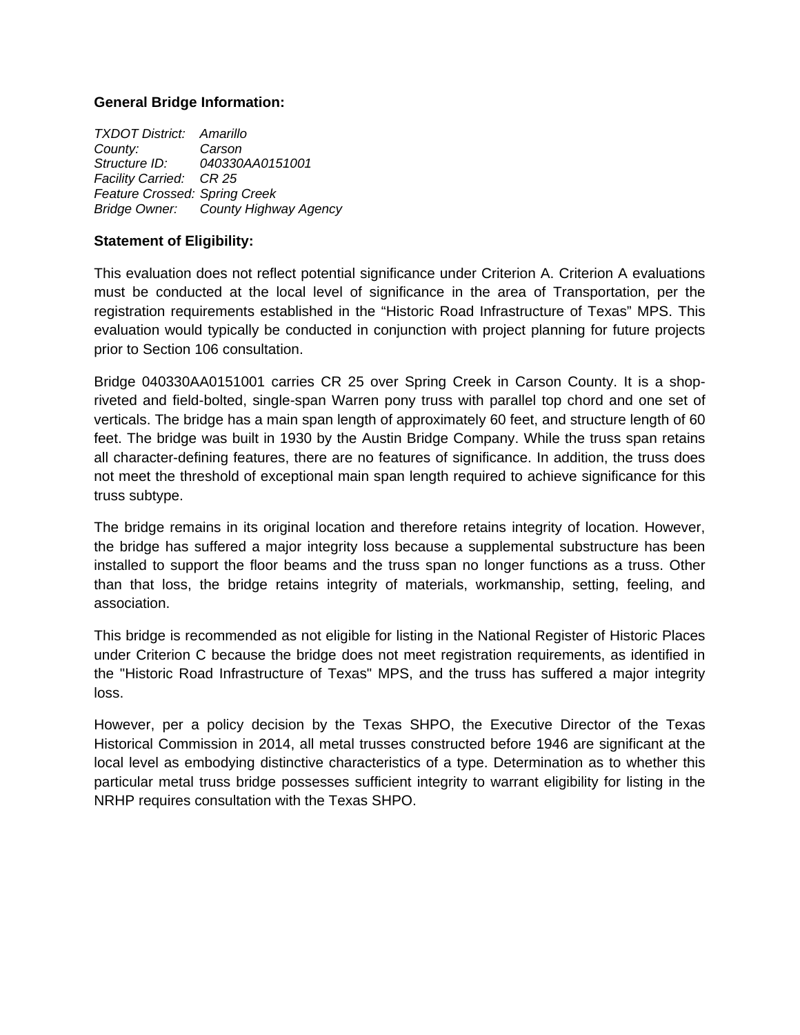**General Bridge Information:**

*TXDOT District:* *Amarillo*
*County:* *Carson*
*Structure ID:* *040330AA0151001*
*Facility Carried:* *CR 25*
*Feature Crossed:* *Spring Creek*
*Bridge Owner:* *County Highway Agency*

**Statement of Eligibility:**

This evaluation does not reflect potential significance under Criterion A. Criterion A evaluations must be conducted at the local level of significance in the area of Transportation, per the registration requirements established in the "Historic Road Infrastructure of Texas" MPS. This evaluation would typically be conducted in conjunction with project planning for future projects prior to Section 106 consultation.

Bridge 040330AA0151001 carries CR 25 over Spring Creek in Carson County. It is a shop-riveted and field-bolted, single-span Warren pony truss with parallel top chord and one set of verticals. The bridge has a main span length of approximately 60 feet, and structure length of 60 feet. The bridge was built in 1930 by the Austin Bridge Company. While the truss span retains all character-defining features, there are no features of significance. In addition, the truss does not meet the threshold of exceptional main span length required to achieve significance for this truss subtype.

The bridge remains in its original location and therefore retains integrity of location. However, the bridge has suffered a major integrity loss because a supplemental substructure has been installed to support the floor beams and the truss span no longer functions as a truss. Other than that loss, the bridge retains integrity of materials, workmanship, setting, feeling, and association.

This bridge is recommended as not eligible for listing in the National Register of Historic Places under Criterion C because the bridge does not meet registration requirements, as identified in the "Historic Road Infrastructure of Texas" MPS, and the truss has suffered a major integrity loss.

However, per a policy decision by the Texas SHPO, the Executive Director of the Texas Historical Commission in 2014, all metal trusses constructed before 1946 are significant at the local level as embodying distinctive characteristics of a type. Determination as to whether this particular metal truss bridge possesses sufficient integrity to warrant eligibility for listing in the NRHP requires consultation with the Texas SHPO.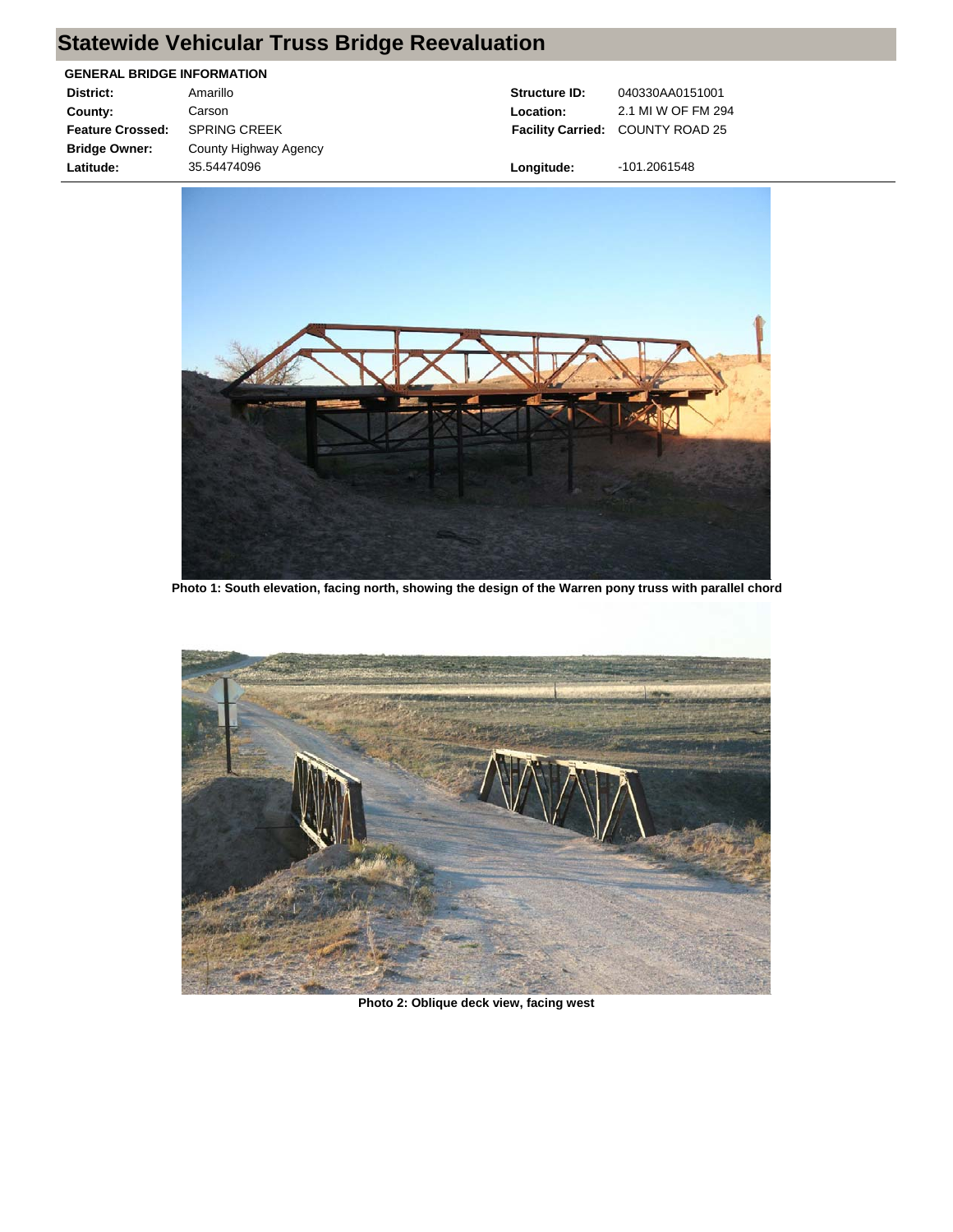# Statewide Vehicular Truss Bridge Reevaluation

**GENERAL BRIDGE INFORMATION**

| | | | |
|---|---|---|---|
| **District:** | Amarillo | **Structure ID:** | 040330AA0151001 |
| **County:** | Carson | **Location:** | 2.1 MI W OF FM 294 |
| **Feature Crossed:** | SPRING CREEK | **Facility Carried:** | COUNTY ROAD 25 |
| **Bridge Owner:** | County Highway Agency | | |
| **Latitude:** | 35.54474096 | **Longitude:** | -101.2061548 |

**Photo 1: South elevation, facing north, showing the design of the Warren pony truss with parallel chord**

**Photo 2: Oblique deck view, facing west**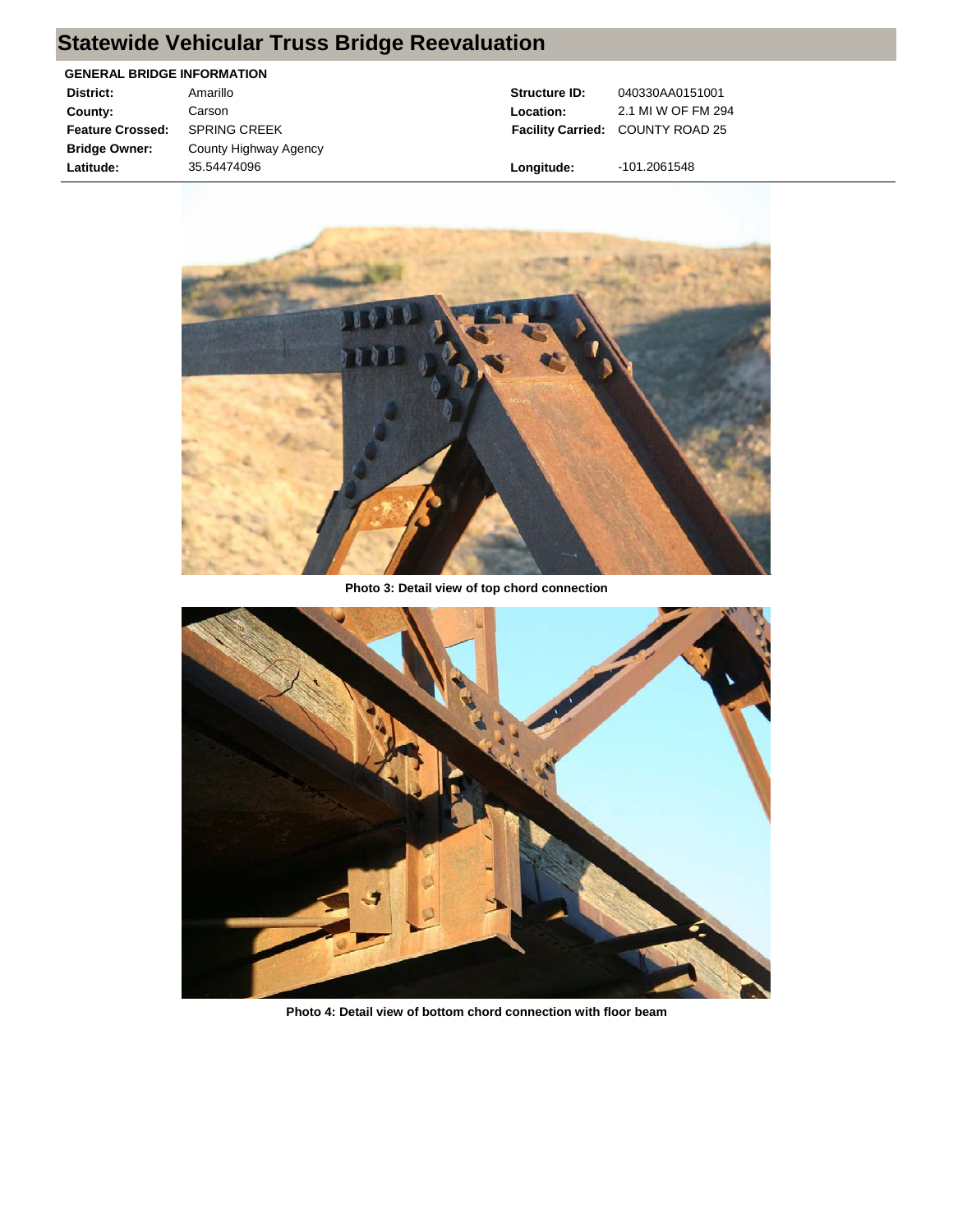# Statewide Vehicular Truss Bridge Reevaluation

**GENERAL BRIDGE INFORMATION**

| | | | |
|---|---|---|---|
| **District:** | Amarillo | **Structure ID:** | 040330AA0151001 |
| **County:** | Carson | **Location:** | 2.1 MI W OF FM 294 |
| **Feature Crossed:** | SPRING CREEK | **Facility Carried:** | COUNTY ROAD 25 |
| **Bridge Owner:** | County Highway Agency | | |
| **Latitude:** | 35.54474096 | **Longitude:** | -101.2061548 |

**Photo 3: Detail view of top chord connection**

**Photo 4: Detail view of bottom chord connection with floor beam**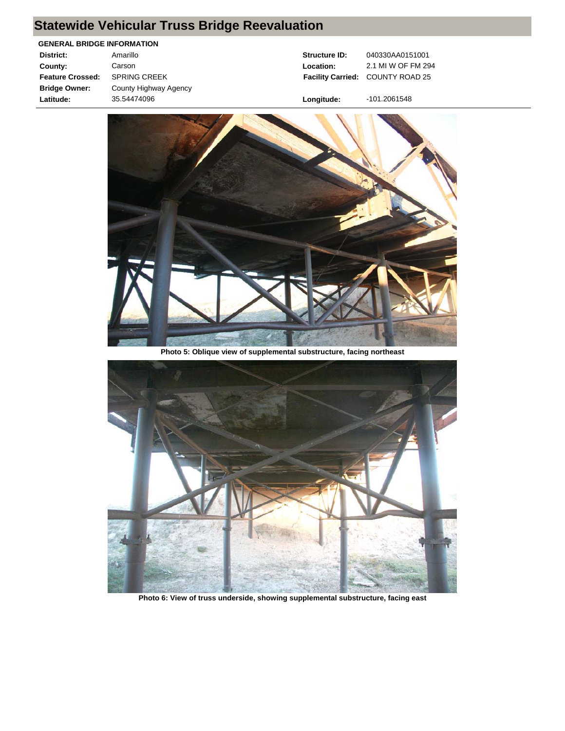# Statewide Vehicular Truss Bridge Reevaluation

**GENERAL BRIDGE INFORMATION**

| | | | |
|---|---|---|---|
| **District:** | Amarillo | **Structure ID:** | 040330AA0151001 |
| **County:** | Carson | **Location:** | 2.1 MI W OF FM 294 |
| **Feature Crossed:** | SPRING CREEK | **Facility Carried:** | COUNTY ROAD 25 |
| **Bridge Owner:** | County Highway Agency | | |
| **Latitude:** | 35.54474096 | **Longitude:** | -101.2061548 |

**Photo 5: Oblique view of supplemental substructure, facing northeast**

**Photo 6: View of truss underside, showing supplemental substructure, facing east**